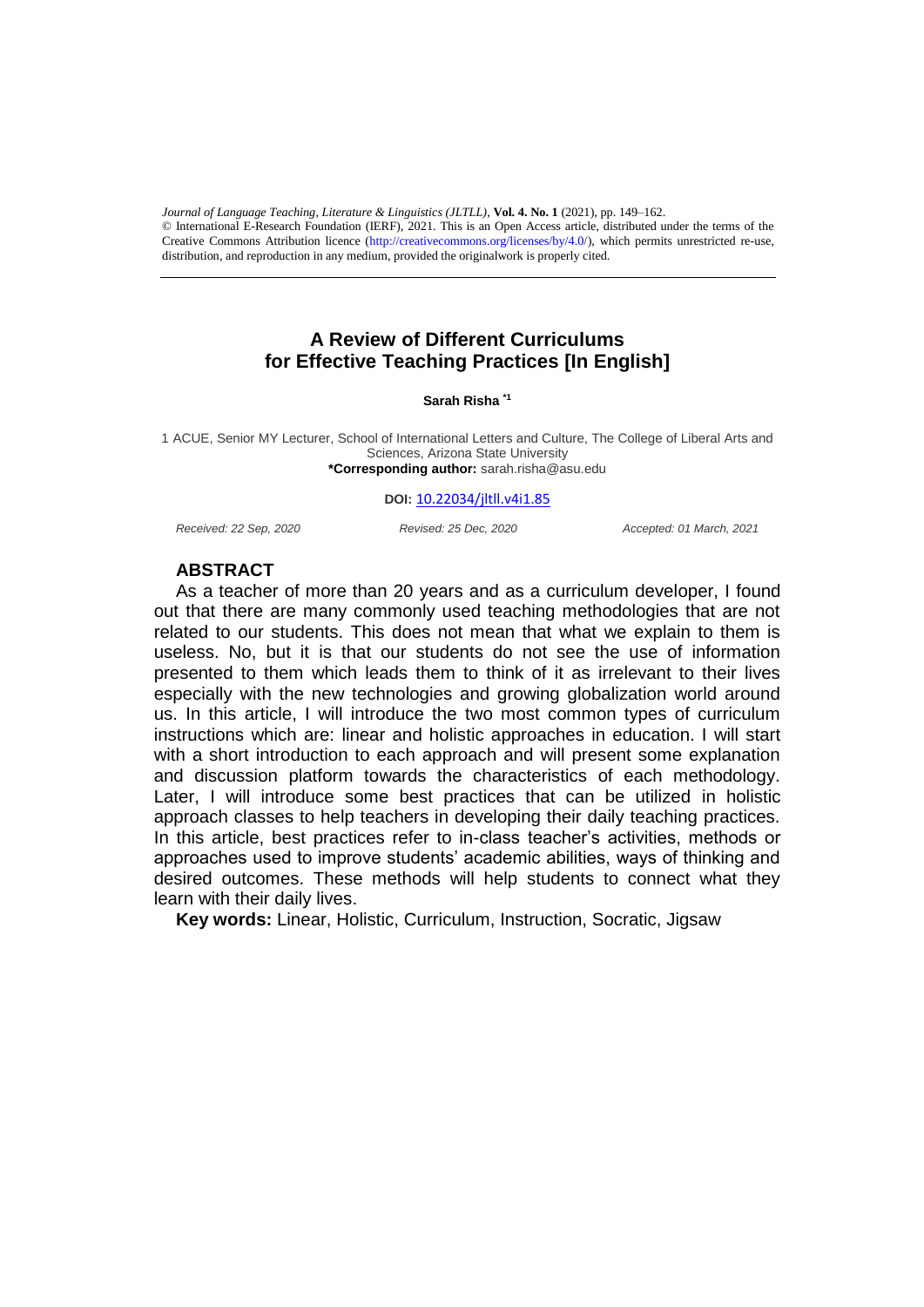*Journal of Language Teaching, Literature & Linguistics (JLTLL)*, **Vol. 4. No. 1** (2021), pp. 149–162.
© International E-Research Foundation (IERF), 2021. This is an Open Access article, distributed under the terms of the Creative Commons Attribution licence (http://creativecommons.org/licenses/by/4.0/), which permits unrestricted re-use, distribution, and reproduction in any medium, provided the originalwork is properly cited.

# A Review of Different Curriculums for Effective Teaching Practices [In English]

**Sarah Risha** [*1]

1 ACUE, Senior MY Lecturer, School of International Letters and Culture, The College of Liberal Arts and Sciences, Arizona State University
**\*Corresponding author:** sarah.risha@asu.edu

**DOI:** 10.22034/jltll.v4i1.85

*Received: 22 Sep, 2020* *Revised: 25 Dec, 2020* *Accepted: 01 March, 2021*

## ABSTRACT

As a teacher of more than 20 years and as a curriculum developer, I found out that there are many commonly used teaching methodologies that are not related to our students. This does not mean that what we explain to them is useless. No, but it is that our students do not see the use of information presented to them which leads them to think of it as irrelevant to their lives especially with the new technologies and growing globalization world around us. In this article, I will introduce the two most common types of curriculum instructions which are: linear and holistic approaches in education. I will start with a short introduction to each approach and will present some explanation and discussion platform towards the characteristics of each methodology. Later, I will introduce some best practices that can be utilized in holistic approach classes to help teachers in developing their daily teaching practices. In this article, best practices refer to in-class teacher's activities, methods or approaches used to improve students' academic abilities, ways of thinking and desired outcomes. These methods will help students to connect what they learn with their daily lives.

**Key words:** Linear, Holistic, Curriculum, Instruction, Socratic, Jigsaw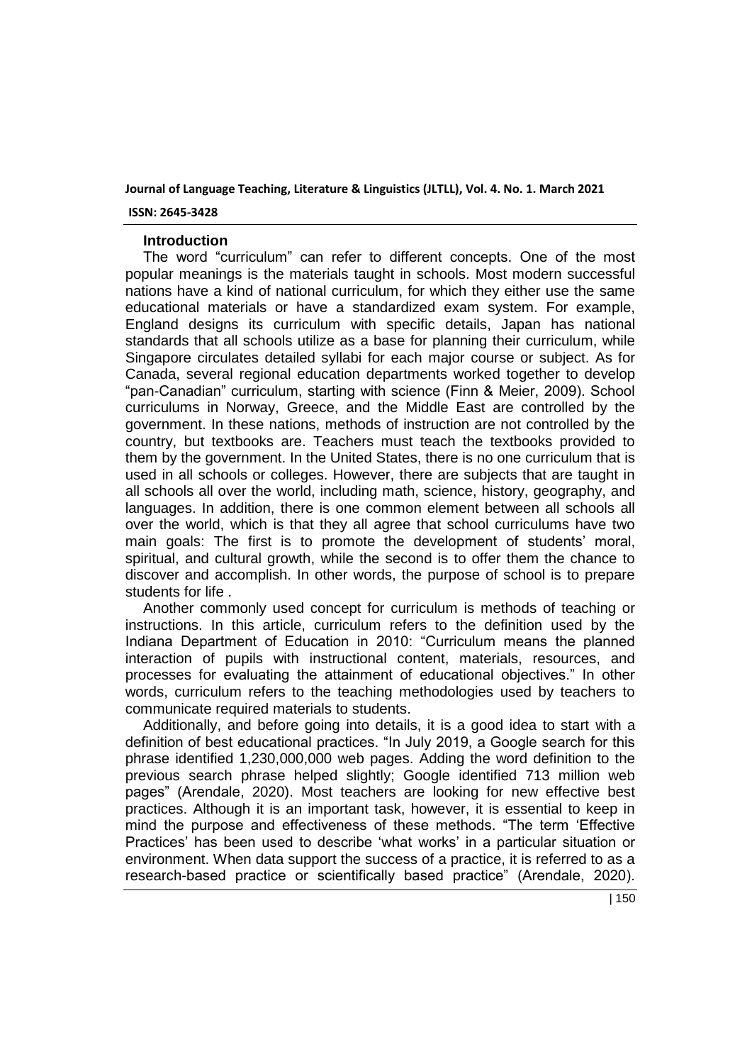## Introduction

The word "curriculum" can refer to different concepts. One of the most popular meanings is the materials taught in schools. Most modern successful nations have a kind of national curriculum, for which they either use the same educational materials or have a standardized exam system. For example, England designs its curriculum with specific details, Japan has national standards that all schools utilize as a base for planning their curriculum, while Singapore circulates detailed syllabi for each major course or subject. As for Canada, several regional education departments worked together to develop "pan-Canadian" curriculum, starting with science (Finn & Meier, 2009). School curriculums in Norway, Greece, and the Middle East are controlled by the government. In these nations, methods of instruction are not controlled by the country, but textbooks are. Teachers must teach the textbooks provided to them by the government. In the United States, there is no one curriculum that is used in all schools or colleges. However, there are subjects that are taught in all schools all over the world, including math, science, history, geography, and languages. In addition, there is one common element between all schools all over the world, which is that they all agree that school curriculums have two main goals: The first is to promote the development of students' moral, spiritual, and cultural growth, while the second is to offer them the chance to discover and accomplish. In other words, the purpose of school is to prepare students for life .

Another commonly used concept for curriculum is methods of teaching or instructions. In this article, curriculum refers to the definition used by the Indiana Department of Education in 2010: "Curriculum means the planned interaction of pupils with instructional content, materials, resources, and processes for evaluating the attainment of educational objectives." In other words, curriculum refers to the teaching methodologies used by teachers to communicate required materials to students.

Additionally, and before going into details, it is a good idea to start with a definition of best educational practices. "In July 2019, a Google search for this phrase identified 1,230,000,000 web pages. Adding the word definition to the previous search phrase helped slightly; Google identified 713 million web pages" (Arendale, 2020). Most teachers are looking for new effective best practices. Although it is an important task, however, it is essential to keep in mind the purpose and effectiveness of these methods. "The term 'Effective Practices' has been used to describe 'what works' in a particular situation or environment. When data support the success of a practice, it is referred to as a research-based practice or scientifically based practice" (Arendale, 2020).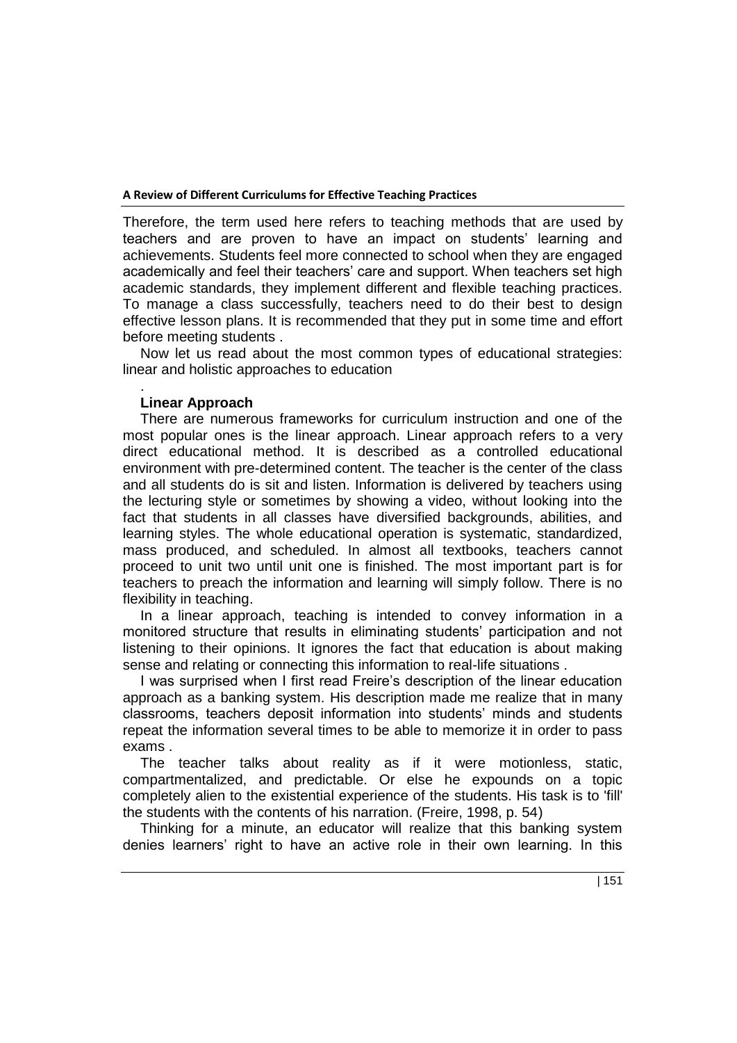Therefore, the term used here refers to teaching methods that are used by teachers and are proven to have an impact on students' learning and achievements. Students feel more connected to school when they are engaged academically and feel their teachers' care and support. When teachers set high academic standards, they implement different and flexible teaching practices. To manage a class successfully, teachers need to do their best to design effective lesson plans. It is recommended that they put in some time and effort before meeting students .

Now let us read about the most common types of educational strategies: linear and holistic approaches to education

.

## Linear Approach

There are numerous frameworks for curriculum instruction and one of the most popular ones is the linear approach. Linear approach refers to a very direct educational method. It is described as a controlled educational environment with pre-determined content. The teacher is the center of the class and all students do is sit and listen. Information is delivered by teachers using the lecturing style or sometimes by showing a video, without looking into the fact that students in all classes have diversified backgrounds, abilities, and learning styles. The whole educational operation is systematic, standardized, mass produced, and scheduled. In almost all textbooks, teachers cannot proceed to unit two until unit one is finished. The most important part is for teachers to preach the information and learning will simply follow. There is no flexibility in teaching.

In a linear approach, teaching is intended to convey information in a monitored structure that results in eliminating students' participation and not listening to their opinions. It ignores the fact that education is about making sense and relating or connecting this information to real-life situations .

I was surprised when I first read Freire's description of the linear education approach as a banking system. His description made me realize that in many classrooms, teachers deposit information into students' minds and students repeat the information several times to be able to memorize it in order to pass exams .

The teacher talks about reality as if it were motionless, static, compartmentalized, and predictable. Or else he expounds on a topic completely alien to the existential experience of the students. His task is to 'fill' the students with the contents of his narration. (Freire, 1998, p. 54)

Thinking for a minute, an educator will realize that this banking system denies learners' right to have an active role in their own learning. In this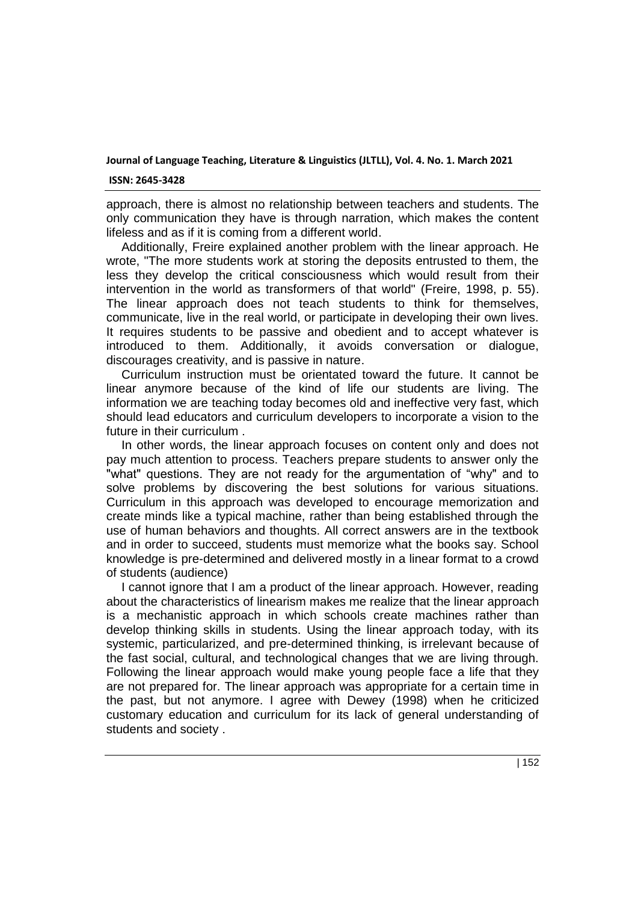approach, there is almost no relationship between teachers and students. The only communication they have is through narration, which makes the content lifeless and as if it is coming from a different world.

Additionally, Freire explained another problem with the linear approach. He wrote, "The more students work at storing the deposits entrusted to them, the less they develop the critical consciousness which would result from their intervention in the world as transformers of that world" (Freire, 1998, p. 55). The linear approach does not teach students to think for themselves, communicate, live in the real world, or participate in developing their own lives. It requires students to be passive and obedient and to accept whatever is introduced to them. Additionally, it avoids conversation or dialogue, discourages creativity, and is passive in nature.

Curriculum instruction must be orientated toward the future. It cannot be linear anymore because of the kind of life our students are living. The information we are teaching today becomes old and ineffective very fast, which should lead educators and curriculum developers to incorporate a vision to the future in their curriculum .

In other words, the linear approach focuses on content only and does not pay much attention to process. Teachers prepare students to answer only the "what" questions. They are not ready for the argumentation of "why" and to solve problems by discovering the best solutions for various situations. Curriculum in this approach was developed to encourage memorization and create minds like a typical machine, rather than being established through the use of human behaviors and thoughts. All correct answers are in the textbook and in order to succeed, students must memorize what the books say. School knowledge is pre-determined and delivered mostly in a linear format to a crowd of students (audience)

I cannot ignore that I am a product of the linear approach. However, reading about the characteristics of linearism makes me realize that the linear approach is a mechanistic approach in which schools create machines rather than develop thinking skills in students. Using the linear approach today, with its systemic, particularized, and pre-determined thinking, is irrelevant because of the fast social, cultural, and technological changes that we are living through. Following the linear approach would make young people face a life that they are not prepared for. The linear approach was appropriate for a certain time in the past, but not anymore. I agree with Dewey (1998) when he criticized customary education and curriculum for its lack of general understanding of students and society .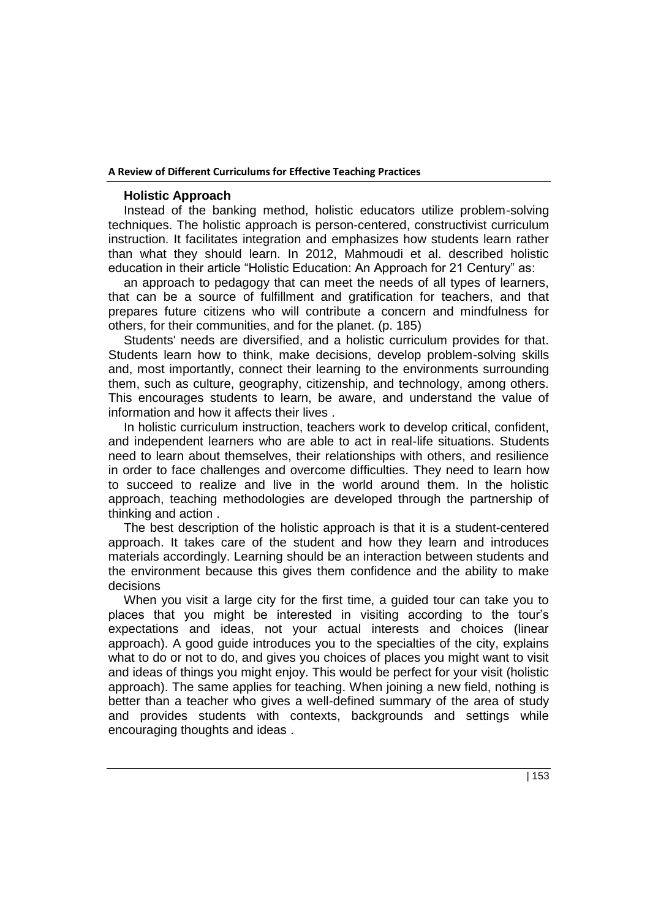### Holistic Approach

Instead of the banking method, holistic educators utilize problem-solving techniques. The holistic approach is person-centered, constructivist curriculum instruction. It facilitates integration and emphasizes how students learn rather than what they should learn. In 2012, Mahmoudi et al. described holistic education in their article "Holistic Education: An Approach for 21 Century" as:

an approach to pedagogy that can meet the needs of all types of learners, that can be a source of fulfillment and gratification for teachers, and that prepares future citizens who will contribute a concern and mindfulness for others, for their communities, and for the planet. (p. 185)

Students' needs are diversified, and a holistic curriculum provides for that. Students learn how to think, make decisions, develop problem-solving skills and, most importantly, connect their learning to the environments surrounding them, such as culture, geography, citizenship, and technology, among others. This encourages students to learn, be aware, and understand the value of information and how it affects their lives .

In holistic curriculum instruction, teachers work to develop critical, confident, and independent learners who are able to act in real-life situations. Students need to learn about themselves, their relationships with others, and resilience in order to face challenges and overcome difficulties. They need to learn how to succeed to realize and live in the world around them. In the holistic approach, teaching methodologies are developed through the partnership of thinking and action .

The best description of the holistic approach is that it is a student-centered approach. It takes care of the student and how they learn and introduces materials accordingly. Learning should be an interaction between students and the environment because this gives them confidence and the ability to make decisions

When you visit a large city for the first time, a guided tour can take you to places that you might be interested in visiting according to the tour's expectations and ideas, not your actual interests and choices (linear approach). A good guide introduces you to the specialties of the city, explains what to do or not to do, and gives you choices of places you might want to visit and ideas of things you might enjoy. This would be perfect for your visit (holistic approach). The same applies for teaching. When joining a new field, nothing is better than a teacher who gives a well-defined summary of the area of study and provides students with contexts, backgrounds and settings while encouraging thoughts and ideas .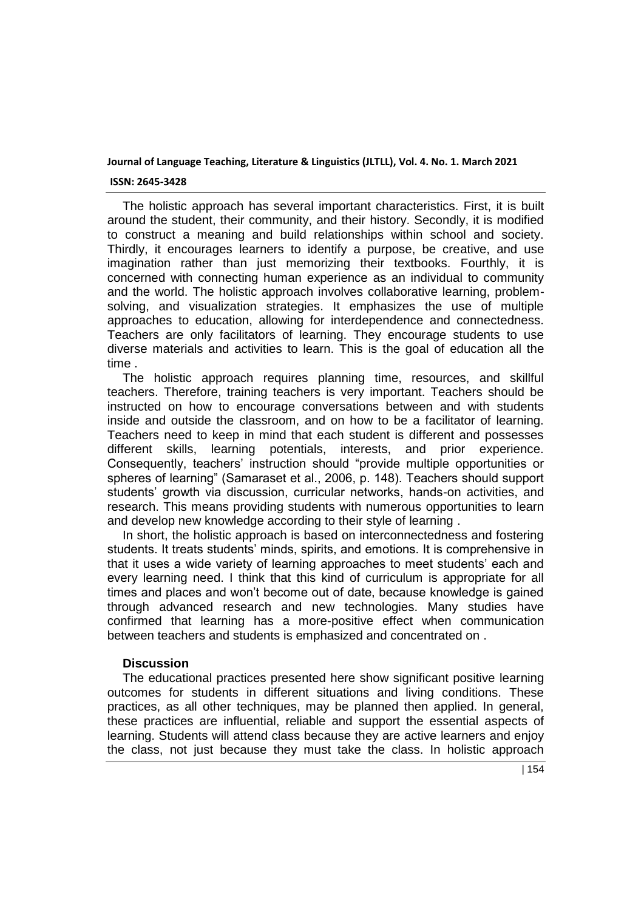The holistic approach has several important characteristics. First, it is built around the student, their community, and their history. Secondly, it is modified to construct a meaning and build relationships within school and society. Thirdly, it encourages learners to identify a purpose, be creative, and use imagination rather than just memorizing their textbooks. Fourthly, it is concerned with connecting human experience as an individual to community and the world. The holistic approach involves collaborative learning, problem-solving, and visualization strategies. It emphasizes the use of multiple approaches to education, allowing for interdependence and connectedness. Teachers are only facilitators of learning. They encourage students to use diverse materials and activities to learn. This is the goal of education all the time .

The holistic approach requires planning time, resources, and skillful teachers. Therefore, training teachers is very important. Teachers should be instructed on how to encourage conversations between and with students inside and outside the classroom, and on how to be a facilitator of learning. Teachers need to keep in mind that each student is different and possesses different skills, learning potentials, interests, and prior experience. Consequently, teachers' instruction should "provide multiple opportunities or spheres of learning" (Samaraset et al., 2006, p. 148). Teachers should support students' growth via discussion, curricular networks, hands-on activities, and research. This means providing students with numerous opportunities to learn and develop new knowledge according to their style of learning .

In short, the holistic approach is based on interconnectedness and fostering students. It treats students' minds, spirits, and emotions. It is comprehensive in that it uses a wide variety of learning approaches to meet students' each and every learning need. I think that this kind of curriculum is appropriate for all times and places and won't become out of date, because knowledge is gained through advanced research and new technologies. Many studies have confirmed that learning has a more-positive effect when communication between teachers and students is emphasized and concentrated on .

## Discussion

The educational practices presented here show significant positive learning outcomes for students in different situations and living conditions. These practices, as all other techniques, may be planned then applied. In general, these practices are influential, reliable and support the essential aspects of learning. Students will attend class because they are active learners and enjoy the class, not just because they must take the class. In holistic approach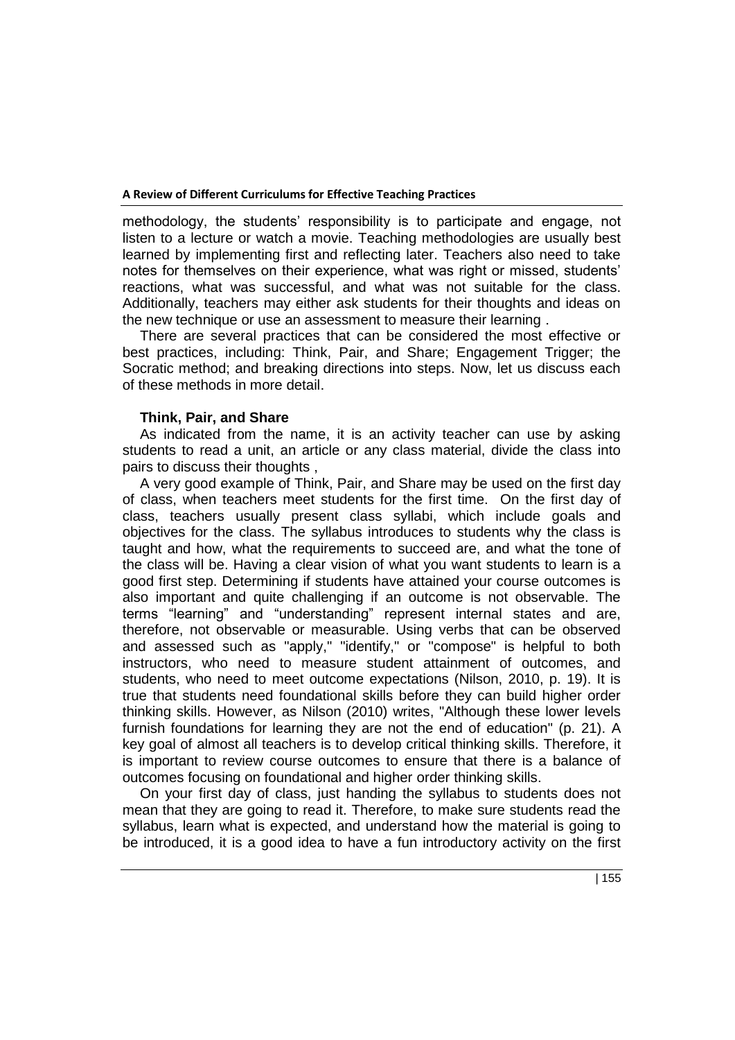methodology, the students' responsibility is to participate and engage, not listen to a lecture or watch a movie. Teaching methodologies are usually best learned by implementing first and reflecting later. Teachers also need to take notes for themselves on their experience, what was right or missed, students' reactions, what was successful, and what was not suitable for the class. Additionally, teachers may either ask students for their thoughts and ideas on the new technique or use an assessment to measure their learning .

There are several practices that can be considered the most effective or best practices, including: Think, Pair, and Share; Engagement Trigger; the Socratic method; and breaking directions into steps. Now, let us discuss each of these methods in more detail.

### Think, Pair, and Share

As indicated from the name, it is an activity teacher can use by asking students to read a unit, an article or any class material, divide the class into pairs to discuss their thoughts ,

A very good example of Think, Pair, and Share may be used on the first day of class, when teachers meet students for the first time. On the first day of class, teachers usually present class syllabi, which include goals and objectives for the class. The syllabus introduces to students why the class is taught and how, what the requirements to succeed are, and what the tone of the class will be. Having a clear vision of what you want students to learn is a good first step. Determining if students have attained your course outcomes is also important and quite challenging if an outcome is not observable. The terms "learning" and "understanding" represent internal states and are, therefore, not observable or measurable. Using verbs that can be observed and assessed such as "apply," "identify," or "compose" is helpful to both instructors, who need to measure student attainment of outcomes, and students, who need to meet outcome expectations (Nilson, 2010, p. 19). It is true that students need foundational skills before they can build higher order thinking skills. However, as Nilson (2010) writes, "Although these lower levels furnish foundations for learning they are not the end of education" (p. 21). A key goal of almost all teachers is to develop critical thinking skills. Therefore, it is important to review course outcomes to ensure that there is a balance of outcomes focusing on foundational and higher order thinking skills.

On your first day of class, just handing the syllabus to students does not mean that they are going to read it. Therefore, to make sure students read the syllabus, learn what is expected, and understand how the material is going to be introduced, it is a good idea to have a fun introductory activity on the first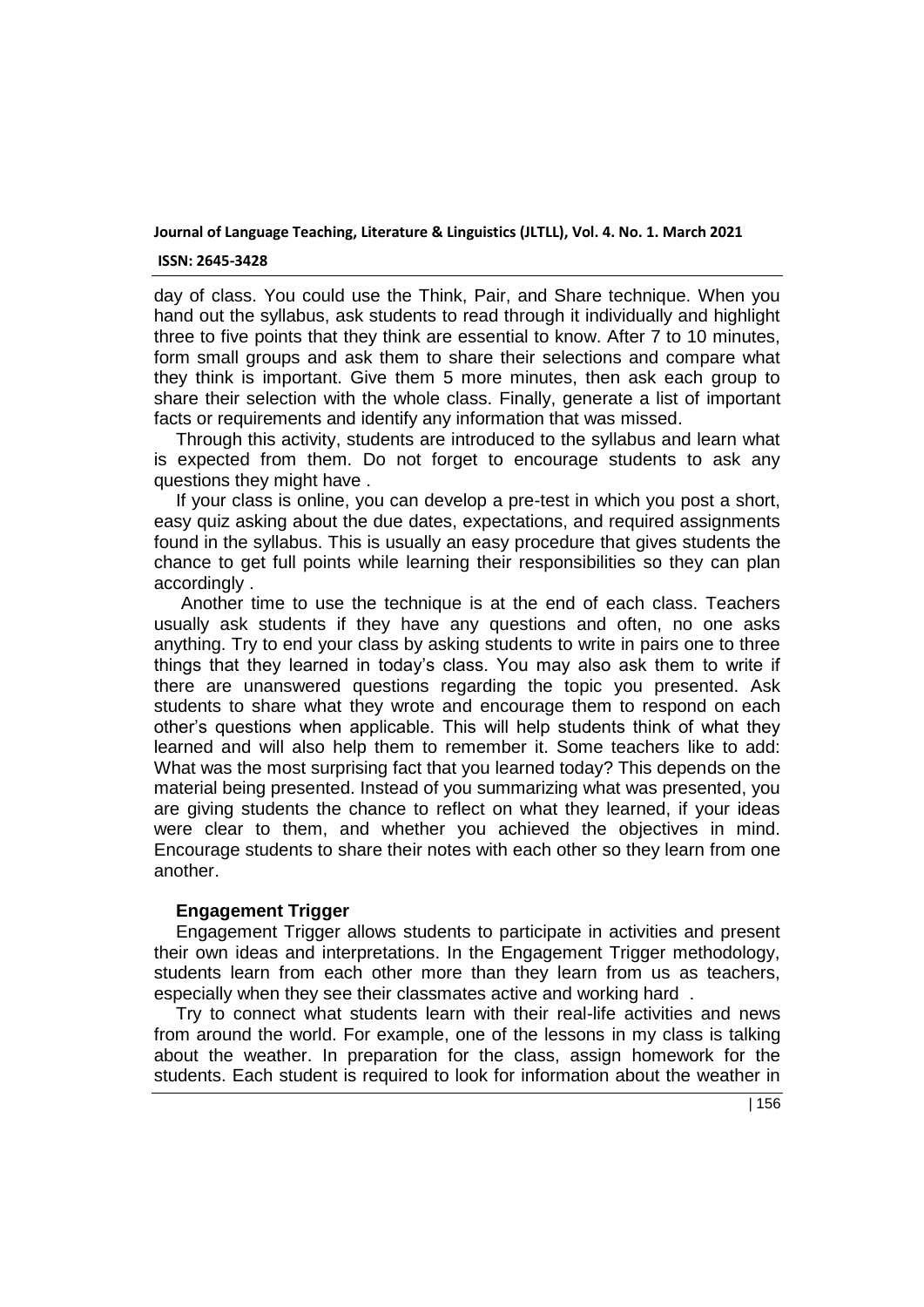day of class. You could use the Think, Pair, and Share technique. When you hand out the syllabus, ask students to read through it individually and highlight three to five points that they think are essential to know. After 7 to 10 minutes, form small groups and ask them to share their selections and compare what they think is important. Give them 5 more minutes, then ask each group to share their selection with the whole class. Finally, generate a list of important facts or requirements and identify any information that was missed.

Through this activity, students are introduced to the syllabus and learn what is expected from them. Do not forget to encourage students to ask any questions they might have .

If your class is online, you can develop a pre-test in which you post a short, easy quiz asking about the due dates, expectations, and required assignments found in the syllabus. This is usually an easy procedure that gives students the chance to get full points while learning their responsibilities so they can plan accordingly .

Another time to use the technique is at the end of each class. Teachers usually ask students if they have any questions and often, no one asks anything. Try to end your class by asking students to write in pairs one to three things that they learned in today's class. You may also ask them to write if there are unanswered questions regarding the topic you presented. Ask students to share what they wrote and encourage them to respond on each other's questions when applicable. This will help students think of what they learned and will also help them to remember it. Some teachers like to add: What was the most surprising fact that you learned today? This depends on the material being presented. Instead of you summarizing what was presented, you are giving students the chance to reflect on what they learned, if your ideas were clear to them, and whether you achieved the objectives in mind. Encourage students to share their notes with each other so they learn from one another.

### Engagement Trigger

Engagement Trigger allows students to participate in activities and present their own ideas and interpretations. In the Engagement Trigger methodology, students learn from each other more than they learn from us as teachers, especially when they see their classmates active and working hard .

Try to connect what students learn with their real-life activities and news from around the world. For example, one of the lessons in my class is talking about the weather. In preparation for the class, assign homework for the students. Each student is required to look for information about the weather in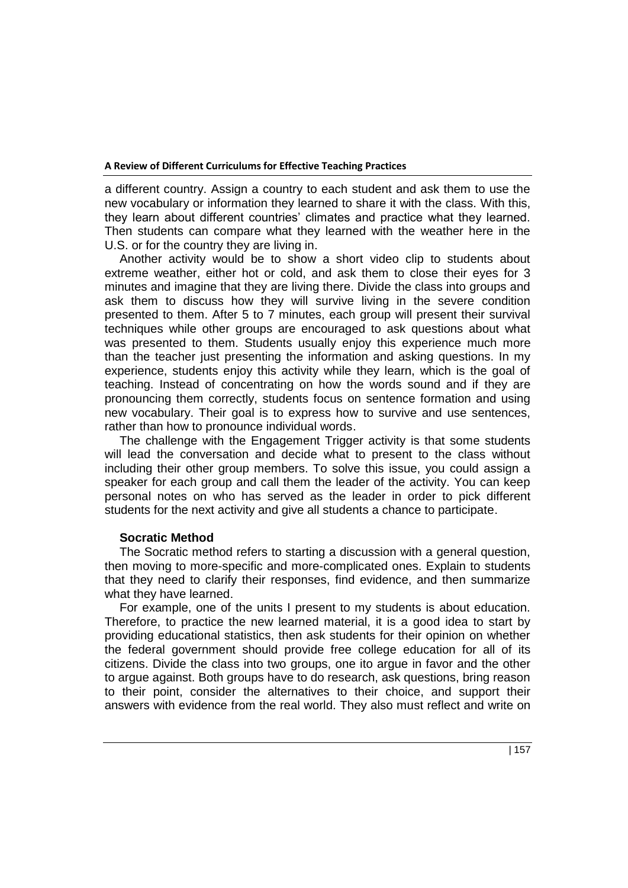a different country. Assign a country to each student and ask them to use the new vocabulary or information they learned to share it with the class. With this, they learn about different countries' climates and practice what they learned. Then students can compare what they learned with the weather here in the U.S. or for the country they are living in.

Another activity would be to show a short video clip to students about extreme weather, either hot or cold, and ask them to close their eyes for 3 minutes and imagine that they are living there. Divide the class into groups and ask them to discuss how they will survive living in the severe condition presented to them. After 5 to 7 minutes, each group will present their survival techniques while other groups are encouraged to ask questions about what was presented to them. Students usually enjoy this experience much more than the teacher just presenting the information and asking questions. In my experience, students enjoy this activity while they learn, which is the goal of teaching. Instead of concentrating on how the words sound and if they are pronouncing them correctly, students focus on sentence formation and using new vocabulary. Their goal is to express how to survive and use sentences, rather than how to pronounce individual words.

The challenge with the Engagement Trigger activity is that some students will lead the conversation and decide what to present to the class without including their other group members. To solve this issue, you could assign a speaker for each group and call them the leader of the activity. You can keep personal notes on who has served as the leader in order to pick different students for the next activity and give all students a chance to participate.

**Socratic Method**

The Socratic method refers to starting a discussion with a general question, then moving to more-specific and more-complicated ones. Explain to students that they need to clarify their responses, find evidence, and then summarize what they have learned.

For example, one of the units I present to my students is about education. Therefore, to practice the new learned material, it is a good idea to start by providing educational statistics, then ask students for their opinion on whether the federal government should provide free college education for all of its citizens. Divide the class into two groups, one ito argue in favor and the other to argue against. Both groups have to do research, ask questions, bring reason to their point, consider the alternatives to their choice, and support their answers with evidence from the real world. They also must reflect and write on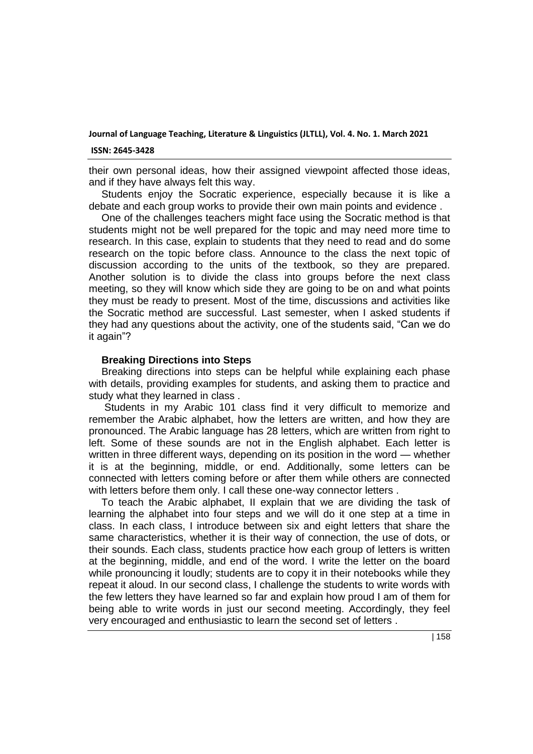their own personal ideas, how their assigned viewpoint affected those ideas, and if they have always felt this way.

Students enjoy the Socratic experience, especially because it is like a debate and each group works to provide their own main points and evidence .

One of the challenges teachers might face using the Socratic method is that students might not be well prepared for the topic and may need more time to research. In this case, explain to students that they need to read and do some research on the topic before class. Announce to the class the next topic of discussion according to the units of the textbook, so they are prepared. Another solution is to divide the class into groups before the next class meeting, so they will know which side they are going to be on and what points they must be ready to present. Most of the time, discussions and activities like the Socratic method are successful. Last semester, when I asked students if they had any questions about the activity, one of the students said, "Can we do it again"?

### Breaking Directions into Steps

Breaking directions into steps can be helpful while explaining each phase with details, providing examples for students, and asking them to practice and study what they learned in class .

Students in my Arabic 101 class find it very difficult to memorize and remember the Arabic alphabet, how the letters are written, and how they are pronounced. The Arabic language has 28 letters, which are written from right to left. Some of these sounds are not in the English alphabet. Each letter is written in three different ways, depending on its position in the word — whether it is at the beginning, middle, or end. Additionally, some letters can be connected with letters coming before or after them while others are connected with letters before them only. I call these one-way connector letters .

To teach the Arabic alphabet, II explain that we are dividing the task of learning the alphabet into four steps and we will do it one step at a time in class. In each class, I introduce between six and eight letters that share the same characteristics, whether it is their way of connection, the use of dots, or their sounds. Each class, students practice how each group of letters is written at the beginning, middle, and end of the word. I write the letter on the board while pronouncing it loudly; students are to copy it in their notebooks while they repeat it aloud. In our second class, I challenge the students to write words with the few letters they have learned so far and explain how proud I am of them for being able to write words in just our second meeting. Accordingly, they feel very encouraged and enthusiastic to learn the second set of letters .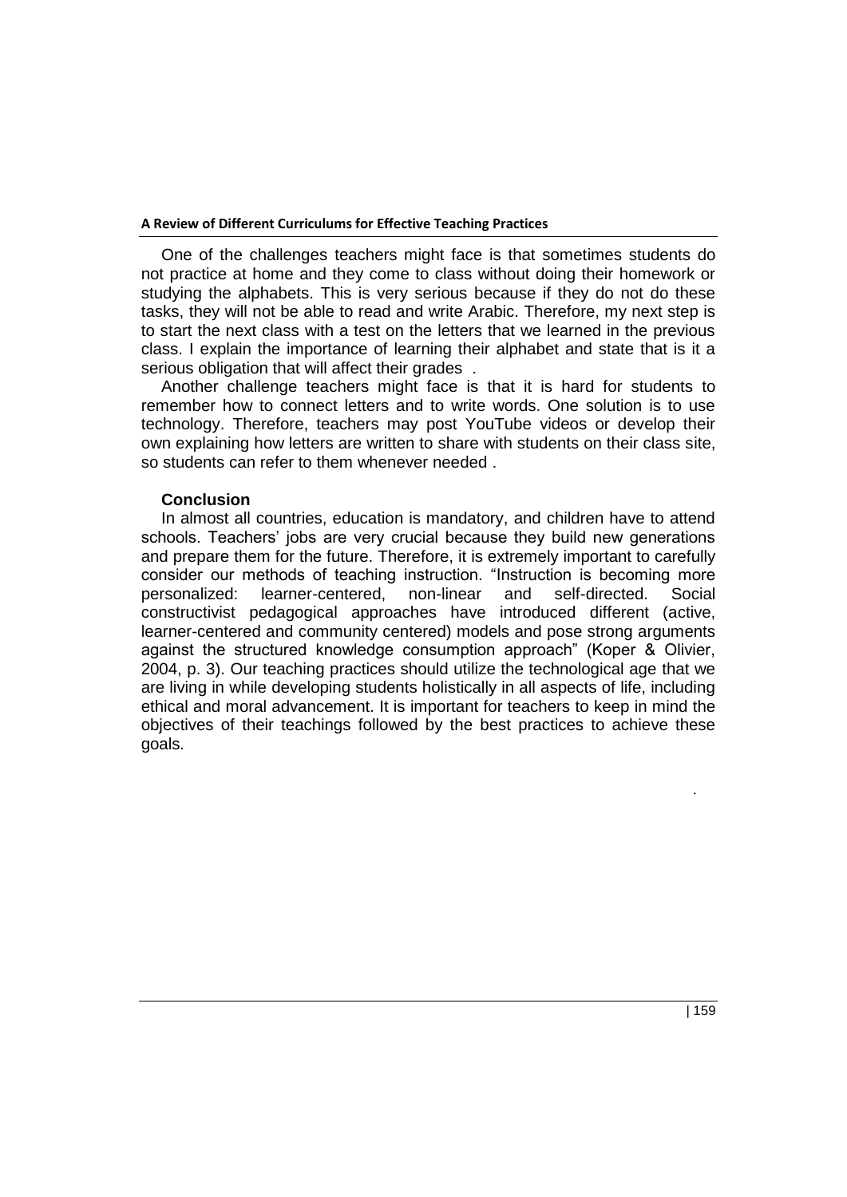One of the challenges teachers might face is that sometimes students do not practice at home and they come to class without doing their homework or studying the alphabets. This is very serious because if they do not do these tasks, they will not be able to read and write Arabic. Therefore, my next step is to start the next class with a test on the letters that we learned in the previous class. I explain the importance of learning their alphabet and state that is it a serious obligation that will affect their grades .

Another challenge teachers might face is that it is hard for students to remember how to connect letters and to write words. One solution is to use technology. Therefore, teachers may post YouTube videos or develop their own explaining how letters are written to share with students on their class site, so students can refer to them whenever needed .

### Conclusion

In almost all countries, education is mandatory, and children have to attend schools. Teachers' jobs are very crucial because they build new generations and prepare them for the future. Therefore, it is extremely important to carefully consider our methods of teaching instruction. "Instruction is becoming more personalized: learner-centered, non-linear and self-directed. Social constructivist pedagogical approaches have introduced different (active, learner-centered and community centered) models and pose strong arguments against the structured knowledge consumption approach" (Koper & Olivier, 2004, p. 3). Our teaching practices should utilize the technological age that we are living in while developing students holistically in all aspects of life, including ethical and moral advancement. It is important for teachers to keep in mind the objectives of their teachings followed by the best practices to achieve these goals.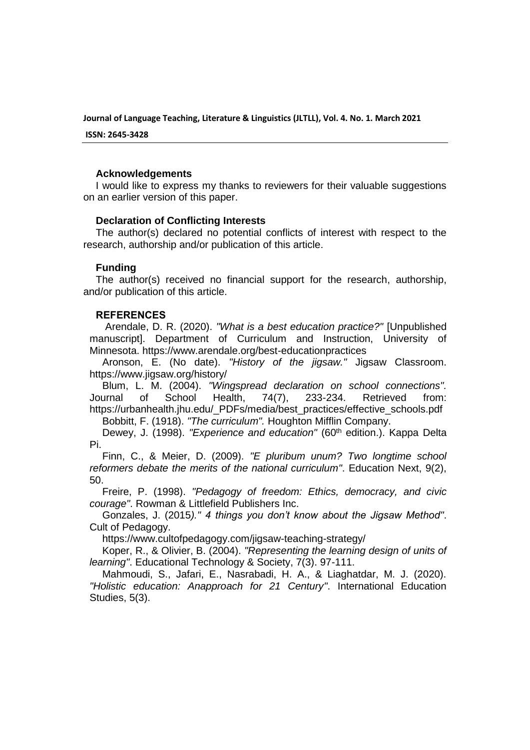#### Acknowledgements

I would like to express my thanks to reviewers for their valuable suggestions on an earlier version of this paper.

#### Declaration of Conflicting Interests

The author(s) declared no potential conflicts of interest with respect to the research, authorship and/or publication of this article.

#### Funding

The author(s) received no financial support for the research, authorship, and/or publication of this article.

### REFERENCES

Arendale, D. R. (2020). *"What is a best education practice?"* [Unpublished manuscript]. Department of Curriculum and Instruction, University of Minnesota. https://www.arendale.org/best-educationpractices

Aronson, E. (No date). *"History of the jigsaw."* Jigsaw Classroom. https://www.jigsaw.org/history/

Blum, L. M. (2004). *"Wingspread declaration on school connections".* Journal of School Health, 74(7), 233-234. Retrieved from: https://urbanhealth.jhu.edu/_PDFs/media/best_practices/effective_schools.pdf

Bobbitt, F. (1918). *"The curriculum".* Houghton Mifflin Company.

Dewey, J. (1998). *"Experience and education"* (60th edition.). Kappa Delta Pi.

Finn, C., & Meier, D. (2009). *"E pluribum unum? Two longtime school reformers debate the merits of the national curriculum"*. Education Next, 9(2), 50.

Freire, P. (1998). *"Pedagogy of freedom: Ethics, democracy, and civic courage"*. Rowman & Littlefield Publishers Inc.

Gonzales, J. (2015*)." 4 things you don't know about the Jigsaw Method"*. Cult of Pedagogy.

https://www.cultofpedagogy.com/jigsaw-teaching-strategy/

Koper, R., & Olivier, B. (2004). *"Representing the learning design of units of learning"*. Educational Technology & Society, 7(3). 97-111.

Mahmoudi, S., Jafari, E., Nasrabadi, H. A., & Liaghatdar, M. J. (2020). *"Holistic education: Anapproach for 21 Century"*. International Education Studies, 5(3).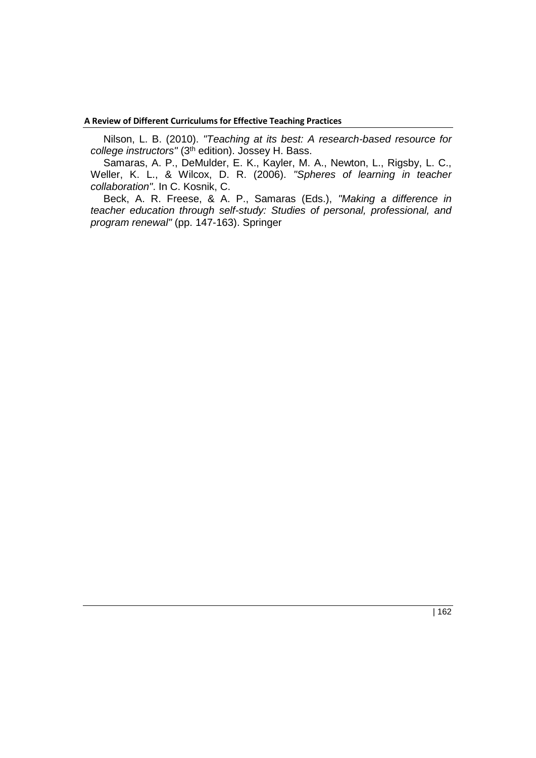Nilson, L. B. (2010). *"Teaching at its best: A research-based resource for college instructors"* (3th edition). Jossey H. Bass.

Samaras, A. P., DeMulder, E. K., Kayler, M. A., Newton, L., Rigsby, L. C., Weller, K. L., & Wilcox, D. R. (2006). *"Spheres of learning in teacher collaboration"*. In C. Kosnik, C.

Beck, A. R. Freese, & A. P., Samaras (Eds.), *"Making a difference in teacher education through self-study: Studies of personal, professional, and program renewal"* (pp. 147-163). Springer